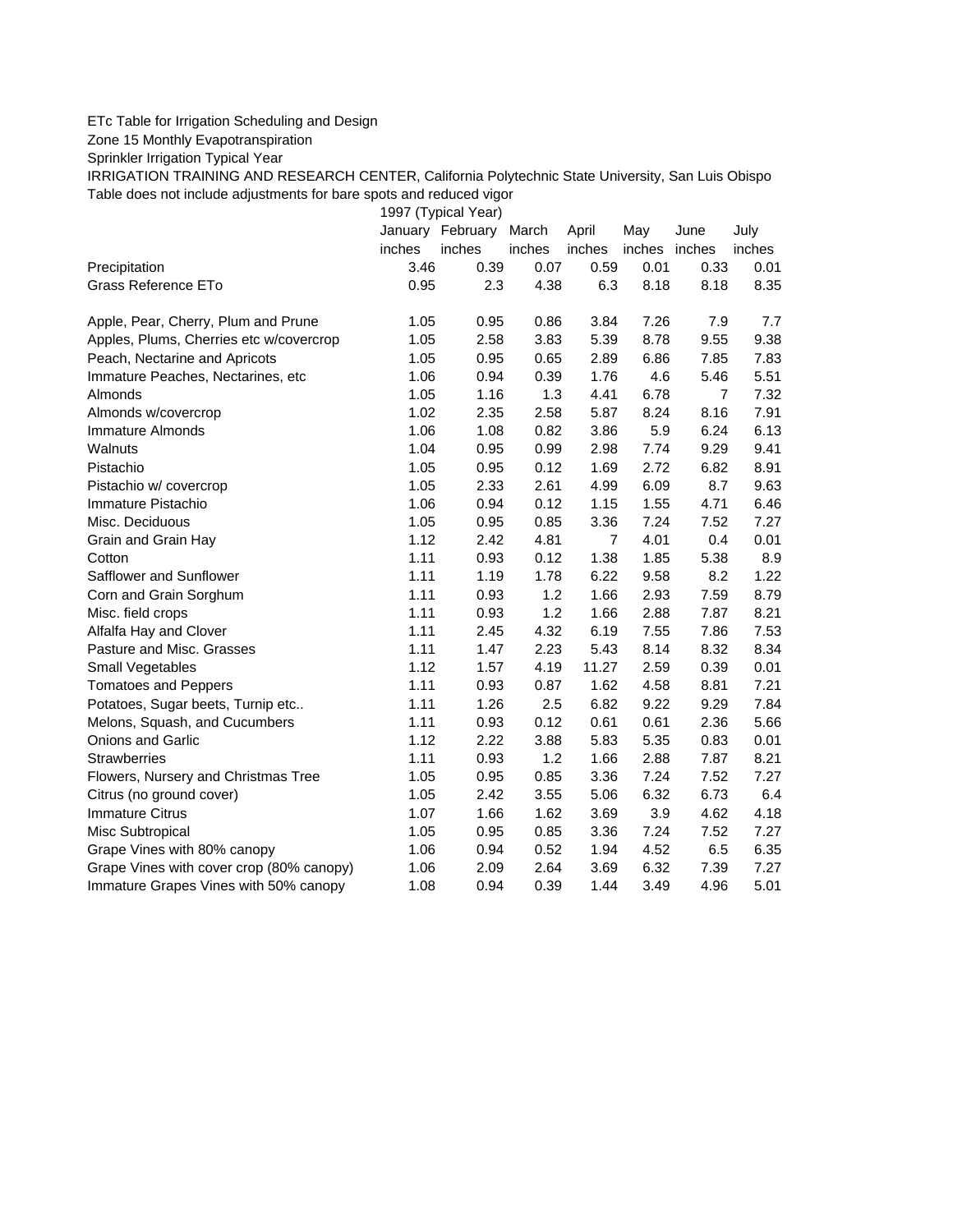ETc Table for Irrigation Scheduling and Design

Zone 15 Monthly Evapotranspiration

Sprinkler Irrigation Typical Year

IRRIGATION TRAINING AND RESEARCH CENTER, California Polytechnic State University, San Luis Obispo

Table does not include adjustments for bare spots and reduced vigor

| | 1997 (Typical Year) | | | | | | |
|---|---|---|---|---|---|---|---|
| | January | February | March | April | May | June | July |
| | inches | inches | inches | inches | inches | inches | inches |
| Precipitation | 3.46 | 0.39 | 0.07 | 0.59 | 0.01 | 0.33 | 0.01 |
| Grass Reference ETo | 0.95 | 2.3 | 4.38 | 6.3 | 8.18 | 8.18 | 8.35 |
| | | | | | | | |
| Apple, Pear, Cherry, Plum and Prune | 1.05 | 0.95 | 0.86 | 3.84 | 7.26 | 7.9 | 7.7 |
| Apples, Plums, Cherries etc w/covercrop | 1.05 | 2.58 | 3.83 | 5.39 | 8.78 | 9.55 | 9.38 |
| Peach, Nectarine and Apricots | 1.05 | 0.95 | 0.65 | 2.89 | 6.86 | 7.85 | 7.83 |
| Immature Peaches, Nectarines, etc | 1.06 | 0.94 | 0.39 | 1.76 | 4.6 | 5.46 | 5.51 |
| Almonds | 1.05 | 1.16 | 1.3 | 4.41 | 6.78 | 7 | 7.32 |
| Almonds w/covercrop | 1.02 | 2.35 | 2.58 | 5.87 | 8.24 | 8.16 | 7.91 |
| Immature Almonds | 1.06 | 1.08 | 0.82 | 3.86 | 5.9 | 6.24 | 6.13 |
| Walnuts | 1.04 | 0.95 | 0.99 | 2.98 | 7.74 | 9.29 | 9.41 |
| Pistachio | 1.05 | 0.95 | 0.12 | 1.69 | 2.72 | 6.82 | 8.91 |
| Pistachio w/ covercrop | 1.05 | 2.33 | 2.61 | 4.99 | 6.09 | 8.7 | 9.63 |
| Immature Pistachio | 1.06 | 0.94 | 0.12 | 1.15 | 1.55 | 4.71 | 6.46 |
| Misc. Deciduous | 1.05 | 0.95 | 0.85 | 3.36 | 7.24 | 7.52 | 7.27 |
| Grain and Grain Hay | 1.12 | 2.42 | 4.81 | 7 | 4.01 | 0.4 | 0.01 |
| Cotton | 1.11 | 0.93 | 0.12 | 1.38 | 1.85 | 5.38 | 8.9 |
| Safflower and Sunflower | 1.11 | 1.19 | 1.78 | 6.22 | 9.58 | 8.2 | 1.22 |
| Corn and Grain Sorghum | 1.11 | 0.93 | 1.2 | 1.66 | 2.93 | 7.59 | 8.79 |
| Misc. field crops | 1.11 | 0.93 | 1.2 | 1.66 | 2.88 | 7.87 | 8.21 |
| Alfalfa Hay and Clover | 1.11 | 2.45 | 4.32 | 6.19 | 7.55 | 7.86 | 7.53 |
| Pasture and Misc. Grasses | 1.11 | 1.47 | 2.23 | 5.43 | 8.14 | 8.32 | 8.34 |
| Small Vegetables | 1.12 | 1.57 | 4.19 | 11.27 | 2.59 | 0.39 | 0.01 |
| Tomatoes and Peppers | 1.11 | 0.93 | 0.87 | 1.62 | 4.58 | 8.81 | 7.21 |
| Potatoes, Sugar beets, Turnip etc.. | 1.11 | 1.26 | 2.5 | 6.82 | 9.22 | 9.29 | 7.84 |
| Melons, Squash, and Cucumbers | 1.11 | 0.93 | 0.12 | 0.61 | 0.61 | 2.36 | 5.66 |
| Onions and Garlic | 1.12 | 2.22 | 3.88 | 5.83 | 5.35 | 0.83 | 0.01 |
| Strawberries | 1.11 | 0.93 | 1.2 | 1.66 | 2.88 | 7.87 | 8.21 |
| Flowers, Nursery and Christmas Tree | 1.05 | 0.95 | 0.85 | 3.36 | 7.24 | 7.52 | 7.27 |
| Citrus (no ground cover) | 1.05 | 2.42 | 3.55 | 5.06 | 6.32 | 6.73 | 6.4 |
| Immature Citrus | 1.07 | 1.66 | 1.62 | 3.69 | 3.9 | 4.62 | 4.18 |
| Misc Subtropical | 1.05 | 0.95 | 0.85 | 3.36 | 7.24 | 7.52 | 7.27 |
| Grape Vines with 80% canopy | 1.06 | 0.94 | 0.52 | 1.94 | 4.52 | 6.5 | 6.35 |
| Grape Vines with cover crop (80% canopy) | 1.06 | 2.09 | 2.64 | 3.69 | 6.32 | 7.39 | 7.27 |
| Immature Grapes Vines with 50% canopy | 1.08 | 0.94 | 0.39 | 1.44 | 3.49 | 4.96 | 5.01 |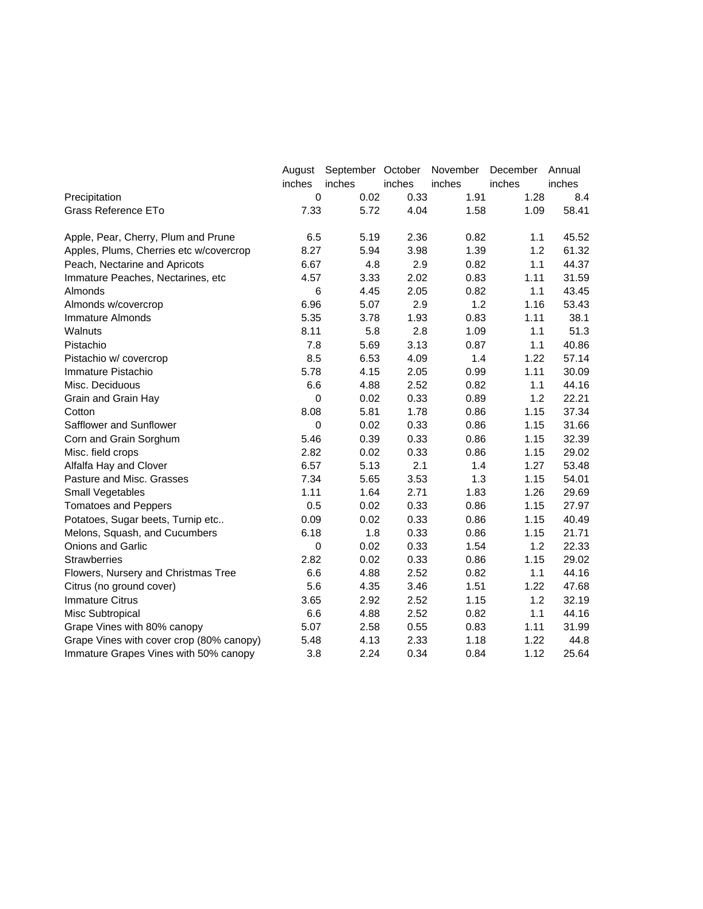| | August inches | September inches | October inches | November inches | December inches | Annual inches |
|---|---|---|---|---|---|---|
| Precipitation | 0 | 0.02 | 0.33 | 1.91 | 1.28 | 8.4 |
| Grass Reference ETo | 7.33 | 5.72 | 4.04 | 1.58 | 1.09 | 58.41 |
| | | | | | | |
| Apple, Pear, Cherry, Plum and Prune | 6.5 | 5.19 | 2.36 | 0.82 | 1.1 | 45.52 |
| Apples, Plums, Cherries etc w/covercrop | 8.27 | 5.94 | 3.98 | 1.39 | 1.2 | 61.32 |
| Peach, Nectarine and Apricots | 6.67 | 4.8 | 2.9 | 0.82 | 1.1 | 44.37 |
| Immature Peaches, Nectarines, etc | 4.57 | 3.33 | 2.02 | 0.83 | 1.11 | 31.59 |
| Almonds | 6 | 4.45 | 2.05 | 0.82 | 1.1 | 43.45 |
| Almonds w/covercrop | 6.96 | 5.07 | 2.9 | 1.2 | 1.16 | 53.43 |
| Immature Almonds | 5.35 | 3.78 | 1.93 | 0.83 | 1.11 | 38.1 |
| Walnuts | 8.11 | 5.8 | 2.8 | 1.09 | 1.1 | 51.3 |
| Pistachio | 7.8 | 5.69 | 3.13 | 0.87 | 1.1 | 40.86 |
| Pistachio w/ covercrop | 8.5 | 6.53 | 4.09 | 1.4 | 1.22 | 57.14 |
| Immature Pistachio | 5.78 | 4.15 | 2.05 | 0.99 | 1.11 | 30.09 |
| Misc. Deciduous | 6.6 | 4.88 | 2.52 | 0.82 | 1.1 | 44.16 |
| Grain and Grain Hay | 0 | 0.02 | 0.33 | 0.89 | 1.2 | 22.21 |
| Cotton | 8.08 | 5.81 | 1.78 | 0.86 | 1.15 | 37.34 |
| Safflower and Sunflower | 0 | 0.02 | 0.33 | 0.86 | 1.15 | 31.66 |
| Corn and Grain Sorghum | 5.46 | 0.39 | 0.33 | 0.86 | 1.15 | 32.39 |
| Misc. field crops | 2.82 | 0.02 | 0.33 | 0.86 | 1.15 | 29.02 |
| Alfalfa Hay and Clover | 6.57 | 5.13 | 2.1 | 1.4 | 1.27 | 53.48 |
| Pasture and Misc. Grasses | 7.34 | 5.65 | 3.53 | 1.3 | 1.15 | 54.01 |
| Small Vegetables | 1.11 | 1.64 | 2.71 | 1.83 | 1.26 | 29.69 |
| Tomatoes and Peppers | 0.5 | 0.02 | 0.33 | 0.86 | 1.15 | 27.97 |
| Potatoes, Sugar beets, Turnip etc.. | 0.09 | 0.02 | 0.33 | 0.86 | 1.15 | 40.49 |
| Melons, Squash, and Cucumbers | 6.18 | 1.8 | 0.33 | 0.86 | 1.15 | 21.71 |
| Onions and Garlic | 0 | 0.02 | 0.33 | 1.54 | 1.2 | 22.33 |
| Strawberries | 2.82 | 0.02 | 0.33 | 0.86 | 1.15 | 29.02 |
| Flowers, Nursery and Christmas Tree | 6.6 | 4.88 | 2.52 | 0.82 | 1.1 | 44.16 |
| Citrus (no ground cover) | 5.6 | 4.35 | 3.46 | 1.51 | 1.22 | 47.68 |
| Immature Citrus | 3.65 | 2.92 | 2.52 | 1.15 | 1.2 | 32.19 |
| Misc Subtropical | 6.6 | 4.88 | 2.52 | 0.82 | 1.1 | 44.16 |
| Grape Vines with 80% canopy | 5.07 | 2.58 | 0.55 | 0.83 | 1.11 | 31.99 |
| Grape Vines with cover crop (80% canopy) | 5.48 | 4.13 | 2.33 | 1.18 | 1.22 | 44.8 |
| Immature Grapes Vines with 50% canopy | 3.8 | 2.24 | 0.34 | 0.84 | 1.12 | 25.64 |